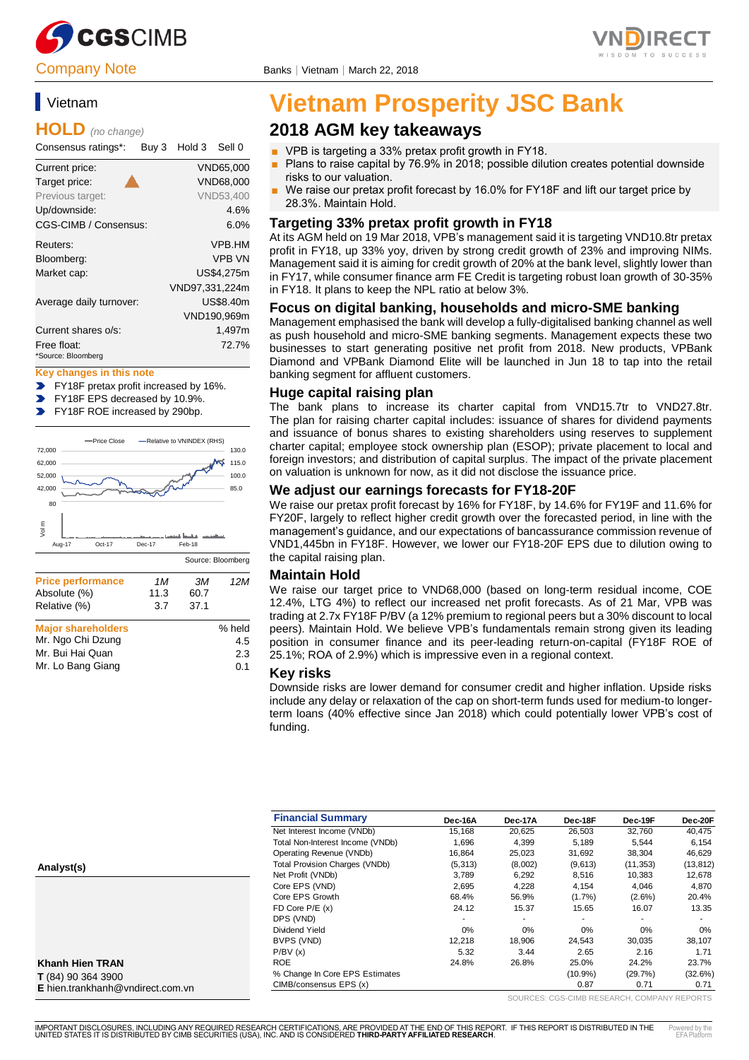Company Note

Banks | Vietnam | March 22, 2018

## Vietnam

**HOLD** *(no change)*

| Consensus ratings*: | Buy 3 | Hold 3 | Sell 0 |
|---|---|---|---|

| | |
|---|---|
| Current price: | VND65,000 |
| Target price: | VND68,000 |
| Previous target: | VND53,400 |
| Up/downside: | 4.6% |
| CGS-CIMB / Consensus: | 6.0% |
| Reuters: | VPB.HM |
| Bloomberg: | VPB VN |
| Market cap: | US$4,275m |
| | VND97,331,224m |
| Average daily turnover: | US$8.40m |
| | VND190,969m |
| Current shares o/s: | 1,497m |
| Free float: | 72.7% |

*Source: Bloomberg

**Key changes in this note**

- FY18F pretax profit increased by 16%.
- FY18F EPS decreased by 10.9%.
- FY18F ROE increased by 290bp.

Source: Bloomberg

| Price performance | 1M | 3M | 12M |
|---|---|---|---|
| Absolute (%) | 11.3 | 60.7 | |
| Relative (%) | 3.7 | 37.1 | |

| Major shareholders | % held |
|---|---|
| Mr. Ngo Chi Dzung | 4.5 |
| Mr. Bui Hai Quan | 2.3 |
| Mr. Lo Bang Giang | 0.1 |

**Analyst(s)**

**Khanh Hien TRAN**
**T** (84) 90 364 3900
**E** hien.trankhanh@vndirect.com.vn

# Vietnam Prosperity JSC Bank

## 2018 AGM key takeaways

- VPB is targeting a 33% pretax profit growth in FY18.
- Plans to raise capital by 76.9% in 2018; possible dilution creates potential downside risks to our valuation.
- We raise our pretax profit forecast by 16.0% for FY18F and lift our target price by 28.3%. Maintain Hold.

### Targeting 33% pretax profit growth in FY18

At its AGM held on 19 Mar 2018, VPB's management said it is targeting VND10.8tr pretax profit in FY18, up 33% yoy, driven by strong credit growth of 23% and improving NIMs. Management said it is aiming for credit growth of 20% at the bank level, slightly lower than in FY17, while consumer finance arm FE Credit is targeting robust loan growth of 30-35% in FY18. It plans to keep the NPL ratio at below 3%.

### Focus on digital banking, households and micro-SME banking

Management emphasised the bank will develop a fully-digitalised banking channel as well as push household and micro-SME banking segments. Management expects these two businesses to start generating positive net profit from 2018. New products, VPBank Diamond and VPBank Diamond Elite will be launched in Jun 18 to tap into the retail banking segment for affluent customers.

### Huge capital raising plan

The bank plans to increase its charter capital from VND15.7tr to VND27.8tr. The plan for raising charter capital includes: issuance of shares for dividend payments and issuance of bonus shares to existing shareholders using reserves to supplement charter capital; employee stock ownership plan (ESOP); private placement to local and foreign investors; and distribution of capital surplus. The impact of the private placement on valuation is unknown for now, as it did not disclose the issuance price.

### We adjust our earnings forecasts for FY18-20F

We raise our pretax profit forecast by 16% for FY18F, by 14.6% for FY19F and 11.6% for FY20F, largely to reflect higher credit growth over the forecasted period, in line with the management's guidance, and our expectations of bancassurance commission revenue of VND1,445bn in FY18F. However, we lower our FY18-20F EPS due to dilution owing to the capital raising plan.

### Maintain Hold

We raise our target price to VND68,000 (based on long-term residual income, COE 12.4%, LTG 4%) to reflect our increased net profit forecasts. As of 21 Mar, VPB was trading at 2.7x FY18F P/BV (a 12% premium to regional peers but a 30% discount to local peers). Maintain Hold. We believe VPB's fundamentals remain strong given its leading position in consumer finance and its peer-leading return-on-capital (FY18F ROE of 25.1%; ROA of 2.9%) which is impressive even in a regional context.

### Key risks

Downside risks are lower demand for consumer credit and higher inflation. Upside risks include any delay or relaxation of the cap on short-term funds used for medium-to longer-term loans (40% effective since Jan 2018) which could potentially lower VPB's cost of funding.

| Financial Summary | Dec-16A | Dec-17A | Dec-18F | Dec-19F | Dec-20F |
|---|---|---|---|---|---|
| Net Interest Income (VNDb) | 15,168 | 20,625 | 26,503 | 32,760 | 40,475 |
| Total Non-Interest Income (VNDb) | 1,696 | 4,399 | 5,189 | 5,544 | 6,154 |
| Operating Revenue (VNDb) | 16,864 | 25,023 | 31,692 | 38,304 | 46,629 |
| Total Provision Charges (VNDb) | (5,313) | (8,002) | (9,613) | (11,353) | (13,812) |
| Net Profit (VNDb) | 3,789 | 6,292 | 8,516 | 10,383 | 12,678 |
| Core EPS (VND) | 2,695 | 4,228 | 4,154 | 4,046 | 4,870 |
| Core EPS Growth | 68.4% | 56.9% | (1.7%) | (2.6%) | 20.4% |
| FD Core P/E (x) | 24.12 | 15.37 | 15.65 | 16.07 | 13.35 |
| DPS (VND) | - | - | - | - | - |
| Dividend Yield | 0% | 0% | 0% | 0% | 0% |
| BVPS (VND) | 12,218 | 18,906 | 24,543 | 30,035 | 38,107 |
| P/BV (x) | 5.32 | 3.44 | 2.65 | 2.16 | 1.71 |
| ROE | 24.8% | 26.8% | 25.0% | 24.2% | 23.7% |
| % Change In Core EPS Estimates | | | (10.9%) | (29.7%) | (32.6%) |
| CIMB/consensus EPS (x) | | | 0.87 | 0.71 | 0.71 |

SOURCES: CGS-CIMB RESEARCH, COMPANY REPORTS

IMPORTANT DISCLOSURES, INCLUDING ANY REQUIRED RESEARCH CERTIFICATIONS, ARE PROVIDED AT THE END OF THIS REPORT. IF THIS REPORT IS DISTRIBUTED IN THE UNITED STATES IT IS DISTRIBUTED BY CIMB SECURITIES (USA), INC. AND IS CONSIDERED **THIRD-PARTY AFFILIATED RESEARCH**.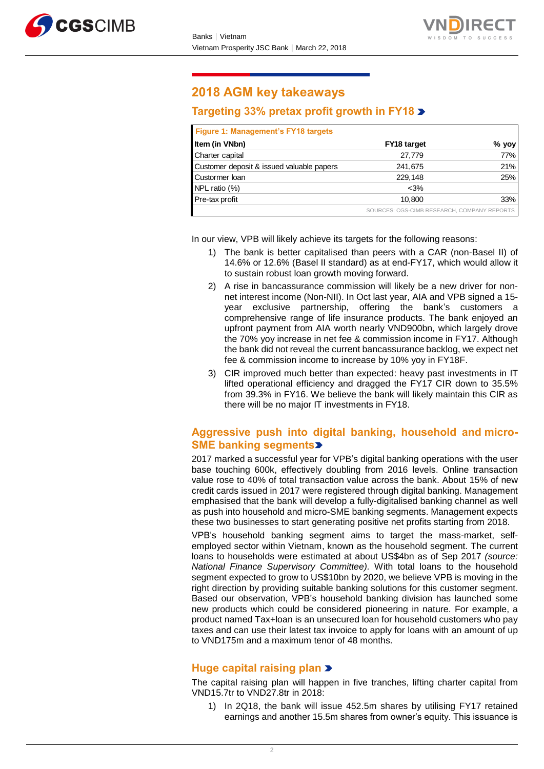## 2018 AGM key takeaways

### Targeting 33% pretax profit growth in FY18

**Figure 1: Management's FY18 targets**

| Item (in VNbn) | FY18 target | % yoy |
|---|---|---|
| Charter capital | 27,779 | 77% |
| Customer deposit & issued valuable papers | 241,675 | 21% |
| Custormer loan | 229,148 | 25% |
| NPL ratio (%) | <3% | |
| Pre-tax profit | 10,800 | 33% |

SOURCES: CGS-CIMB RESEARCH, COMPANY REPORTS

In our view, VPB will likely achieve its targets for the following reasons:

1) The bank is better capitalised than peers with a CAR (non-Basel II) of 14.6% or 12.6% (Basel II standard) as at end-FY17, which would allow it to sustain robust loan growth moving forward.
2) A rise in bancassurance commission will likely be a new driver for non-net interest income (Non-NII). In Oct last year, AIA and VPB signed a 15-year exclusive partnership, offering the bank's customers a comprehensive range of life insurance products. The bank enjoyed an upfront payment from AIA worth nearly VND900bn, which largely drove the 70% yoy increase in net fee & commission income in FY17. Although the bank did not reveal the current bancassurance backlog, we expect net fee & commission income to increase by 10% yoy in FY18F.
3) CIR improved much better than expected: heavy past investments in IT lifted operational efficiency and dragged the FY17 CIR down to 35.5% from 39.3% in FY16. We believe the bank will likely maintain this CIR as there will be no major IT investments in FY18.

### Aggressive push into digital banking, household and micro-SME banking segments

2017 marked a successful year for VPB's digital banking operations with the user base touching 600k, effectively doubling from 2016 levels. Online transaction value rose to 40% of total transaction value across the bank. About 15% of new credit cards issued in 2017 were registered through digital banking. Management emphasised that the bank will develop a fully-digitalised banking channel as well as push into household and micro-SME banking segments. Management expects these two businesses to start generating positive net profits starting from 2018.

VPB's household banking segment aims to target the mass-market, self-employed sector within Vietnam, known as the household segment. The current loans to households were estimated at about US$4bn as of Sep 2017 *(source: National Finance Supervisory Committee).* With total loans to the household segment expected to grow to US$10bn by 2020, we believe VPB is moving in the right direction by providing suitable banking solutions for this customer segment. Based our observation, VPB's household banking division has launched some new products which could be considered pioneering in nature. For example, a product named Tax+loan is an unsecured loan for household customers who pay taxes and can use their latest tax invoice to apply for loans with an amount of up to VND175m and a maximum tenor of 48 months.

### Huge capital raising plan

The capital raising plan will happen in five tranches, lifting charter capital from VND15.7tr to VND27.8tr in 2018:

1) In 2Q18, the bank will issue 452.5m shares by utilising FY17 retained earnings and another 15.5m shares from owner's equity. This issuance is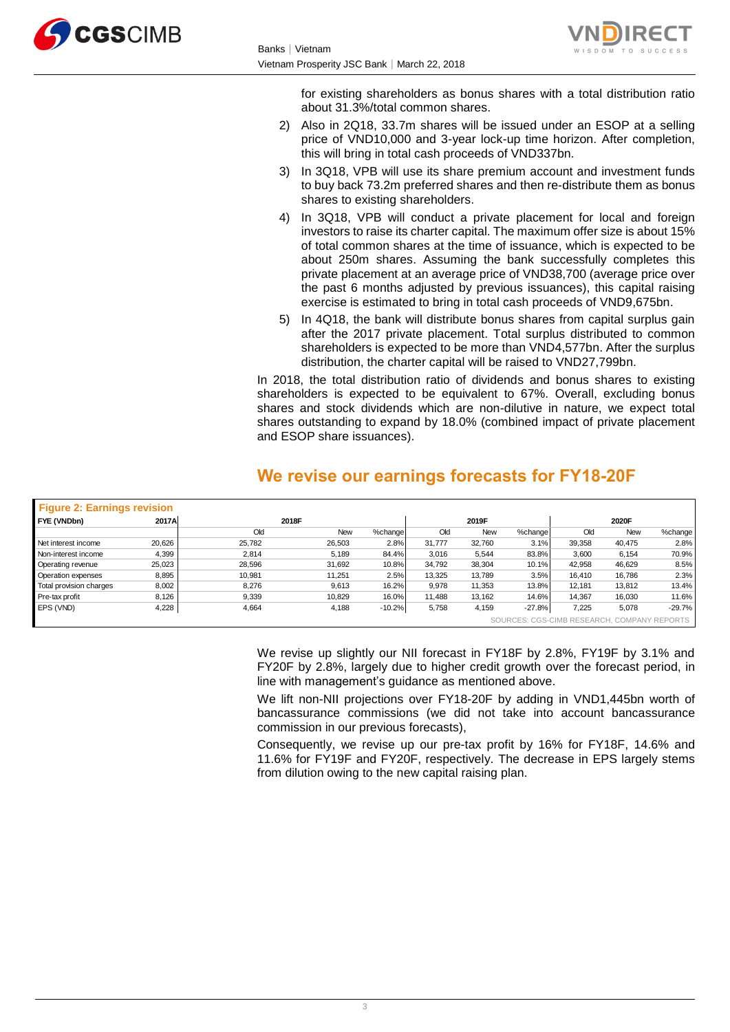for existing shareholders as bonus shares with a total distribution ratio about 31.3%/total common shares.

2) Also in 2Q18, 33.7m shares will be issued under an ESOP at a selling price of VND10,000 and 3-year lock-up time horizon. After completion, this will bring in total cash proceeds of VND337bn.
3) In 3Q18, VPB will use its share premium account and investment funds to buy back 73.2m preferred shares and then re-distribute them as bonus shares to existing shareholders.
4) In 3Q18, VPB will conduct a private placement for local and foreign investors to raise its charter capital. The maximum offer size is about 15% of total common shares at the time of issuance, which is expected to be about 250m shares. Assuming the bank successfully completes this private placement at an average price of VND38,700 (average price over the past 6 months adjusted by previous issuances), this capital raising exercise is estimated to bring in total cash proceeds of VND9,675bn.
5) In 4Q18, the bank will distribute bonus shares from capital surplus gain after the 2017 private placement. Total surplus distributed to common shareholders is expected to be more than VND4,577bn. After the surplus distribution, the charter capital will be raised to VND27,799bn.

In 2018, the total distribution ratio of dividends and bonus shares to existing shareholders is expected to be equivalent to 67%. Overall, excluding bonus shares and stock dividends which are non-dilutive in nature, we expect total shares outstanding to expand by 18.0% (combined impact of private placement and ESOP share issuances).

## We revise our earnings forecasts for FY18-20F

**Figure 2: Earnings revision**

| FYE (VNDbn) | 2017A | 2018F | | | 2019F | | | 2020F | | |
|---|---|---|---|---|---|---|---|---|---|---|
| | | Old | New | %change | Old | New | %change | Old | New | %change |
| Net interest income | 20,626 | 25,782 | 26,503 | 2.8% | 31,777 | 32,760 | 3.1% | 39,358 | 40,475 | 2.8% |
| Non-interest income | 4,399 | 2,814 | 5,189 | 84.4% | 3,016 | 5,544 | 83.8% | 3,600 | 6,154 | 70.9% |
| Operating revenue | 25,023 | 28,596 | 31,692 | 10.8% | 34,792 | 38,304 | 10.1% | 42,958 | 46,629 | 8.5% |
| Operation expenses | 8,895 | 10,981 | 11,251 | 2.5% | 13,325 | 13,789 | 3.5% | 16,410 | 16,786 | 2.3% |
| Total provision charges | 8,002 | 8,276 | 9,613 | 16.2% | 9,978 | 11,353 | 13.8% | 12,181 | 13,812 | 13.4% |
| Pre-tax profit | 8,126 | 9,339 | 10,829 | 16.0% | 11,488 | 13,162 | 14.6% | 14,367 | 16,030 | 11.6% |
| EPS (VND) | 4,228 | 4,664 | 4,188 | -10.2% | 5,758 | 4,159 | -27.8% | 7,225 | 5,078 | -29.7% |

SOURCES: CGS-CIMB RESEARCH, COMPANY REPORTS

We revise up slightly our NII forecast in FY18F by 2.8%, FY19F by 3.1% and FY20F by 2.8%, largely due to higher credit growth over the forecast period, in line with management's guidance as mentioned above.

We lift non-NII projections over FY18-20F by adding in VND1,445bn worth of bancassurance commissions (we did not take into account bancassurance commission in our previous forecasts),

Consequently, we revise up our pre-tax profit by 16% for FY18F, 14.6% and 11.6% for FY19F and FY20F, respectively. The decrease in EPS largely stems from dilution owing to the new capital raising plan.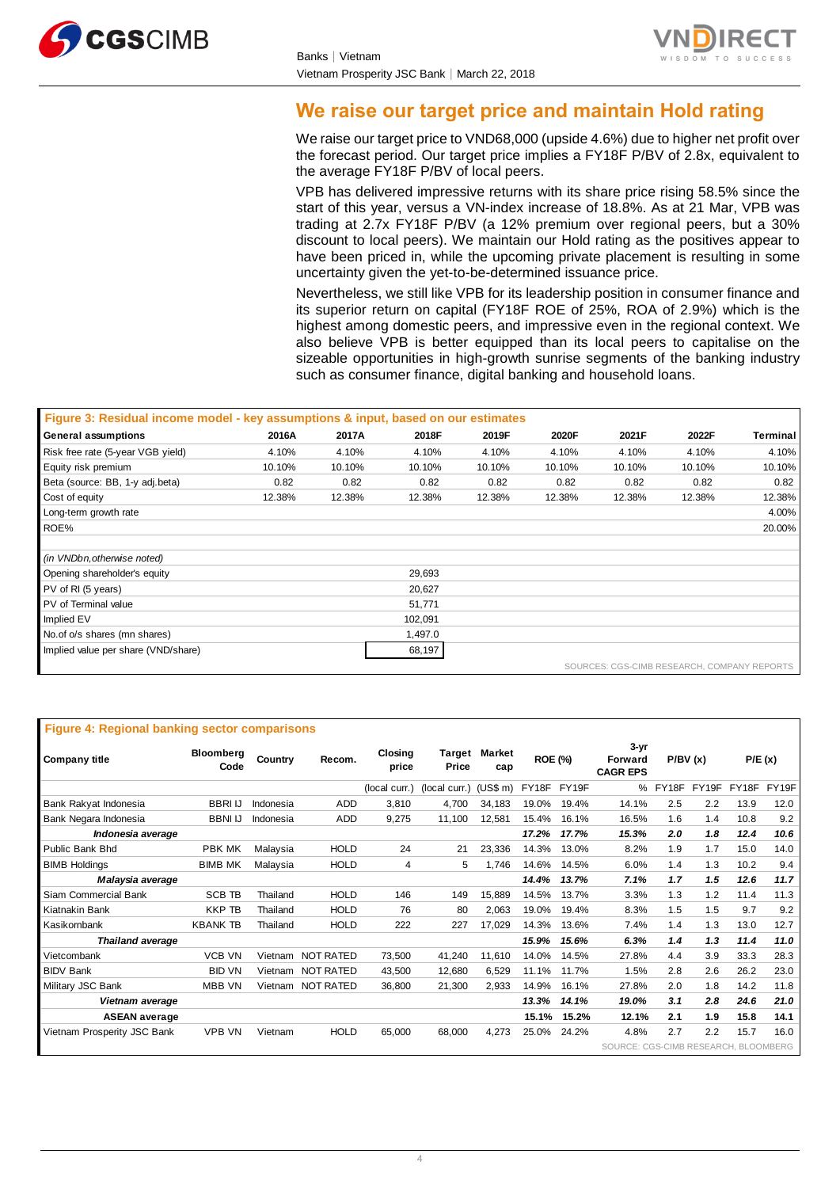## We raise our target price and maintain Hold rating

We raise our target price to VND68,000 (upside 4.6%) due to higher net profit over the forecast period. Our target price implies a FY18F P/BV of 2.8x, equivalent to the average FY18F P/BV of local peers.

VPB has delivered impressive returns with its share price rising 58.5% since the start of this year, versus a VN-index increase of 18.8%. As at 21 Mar, VPB was trading at 2.7x FY18F P/BV (a 12% premium over regional peers, but a 30% discount to local peers). We maintain our Hold rating as the positives appear to have been priced in, while the upcoming private placement is resulting in some uncertainty given the yet-to-be-determined issuance price.

Nevertheless, we still like VPB for its leadership position in consumer finance and its superior return on capital (FY18F ROE of 25%, ROA of 2.9%) which is the highest among domestic peers, and impressive even in the regional context. We also believe VPB is better equipped than its local peers to capitalise on the sizeable opportunities in high-growth sunrise segments of the banking industry such as consumer finance, digital banking and household loans.

**Figure 3: Residual income model - key assumptions & input, based on our estimates**

| General assumptions | 2016A | 2017A | 2018F | 2019F | 2020F | 2021F | 2022F | Terminal |
|---|---|---|---|---|---|---|---|---|
| Risk free rate (5-year VGB yield) | 4.10% | 4.10% | 4.10% | 4.10% | 4.10% | 4.10% | 4.10% | 4.10% |
| Equity risk premium | 10.10% | 10.10% | 10.10% | 10.10% | 10.10% | 10.10% | 10.10% | 10.10% |
| Beta (source: BB, 1-y adj.beta) | 0.82 | 0.82 | 0.82 | 0.82 | 0.82 | 0.82 | 0.82 | 0.82 |
| Cost of equity | 12.38% | 12.38% | 12.38% | 12.38% | 12.38% | 12.38% | 12.38% | 12.38% |
| Long-term growth rate | | | | | | | | 4.00% |
| ROE% | | | | | | | | 20.00% |
| | | | | | | | | |
| *(in VNDbn,otherwise noted)* | | | | | | | | |
| Opening shareholder's equity | | | 29,693 | | | | | |
| PV of RI (5 years) | | | 20,627 | | | | | |
| PV of Terminal value | | | 51,771 | | | | | |
| Implied EV | | | 102,091 | | | | | |
| No.of o/s shares (mn shares) | | | 1,497.0 | | | | | |
| Implied value per share (VND/share) | | | 68,197 | | | | | |

SOURCES: CGS-CIMB RESEARCH, COMPANY REPORTS

**Figure 4: Regional banking sector comparisons**

| Company title | Bloomberg Code | Country | Recom. | Closing price | Target Price | Market cap | ROE (%) | | 3-yr Forward CAGR EPS | P/BV (x) | | P/E (x) | |
|---|---|---|---|---|---|---|---|---|---|---|---|---|---|
| | | | | (local curr.) | (local curr.) | (US$ m) | FY18F | FY19F | % | FY18F | FY19F | FY18F | FY19F |
| Bank Rakyat Indonesia | BBRI IJ | Indonesia | ADD | 3,810 | 4,700 | 34,183 | 19.0% | 19.4% | 14.1% | 2.5 | 2.2 | 13.9 | 12.0 |
| Bank Negara Indonesia | BBNI IJ | Indonesia | ADD | 9,275 | 11,100 | 12,581 | 15.4% | 16.1% | 16.5% | 1.6 | 1.4 | 10.8 | 9.2 |
| ***Indonesia average*** | | | | | | | ***17.2%*** | ***17.7%*** | ***15.3%*** | ***2.0*** | ***1.8*** | ***12.4*** | ***10.6*** |
| Public Bank Bhd | PBK MK | Malaysia | HOLD | 24 | 21 | 23,336 | 14.3% | 13.0% | 8.2% | 1.9 | 1.7 | 15.0 | 14.0 |
| BIMB Holdings | BIMB MK | Malaysia | HOLD | 4 | 5 | 1,746 | 14.6% | 14.5% | 6.0% | 1.4 | 1.3 | 10.2 | 9.4 |
| ***Malaysia average*** | | | | | | | ***14.4%*** | ***13.7%*** | ***7.1%*** | ***1.7*** | ***1.5*** | ***12.6*** | ***11.7*** |
| Siam Commercial Bank | SCB TB | Thailand | HOLD | 146 | 149 | 15,889 | 14.5% | 13.7% | 3.3% | 1.3 | 1.2 | 11.4 | 11.3 |
| Kiatnakin Bank | KKP TB | Thailand | HOLD | 76 | 80 | 2,063 | 19.0% | 19.4% | 8.3% | 1.5 | 1.5 | 9.7 | 9.2 |
| Kasikornbank | KBANK TB | Thailand | HOLD | 222 | 227 | 17,029 | 14.3% | 13.6% | 7.4% | 1.4 | 1.3 | 13.0 | 12.7 |
| ***Thailand average*** | | | | | | | ***15.9%*** | ***15.6%*** | ***6.3%*** | ***1.4*** | ***1.3*** | ***11.4*** | ***11.0*** |
| Vietcombank | VCB VN | Vietnam | NOT RATED | 73,500 | 41,240 | 11,610 | 14.0% | 14.5% | 27.8% | 4.4 | 3.9 | 33.3 | 28.3 |
| BIDV Bank | BID VN | Vietnam | NOT RATED | 43,500 | 12,680 | 6,529 | 11.1% | 11.7% | 1.5% | 2.8 | 2.6 | 26.2 | 23.0 |
| Military JSC Bank | MBB VN | Vietnam | NOT RATED | 36,800 | 21,300 | 2,933 | 14.9% | 16.1% | 27.8% | 2.0 | 1.8 | 14.2 | 11.8 |
| ***Vietnam average*** | | | | | | | ***13.3%*** | ***14.1%*** | ***19.0%*** | ***3.1*** | ***2.8*** | ***24.6*** | ***21.0*** |
| **ASEAN average** | | | | | | | **15.1%** | **15.2%** | **12.1%** | **2.1** | **1.9** | **15.8** | **14.1** |
| Vietnam Prosperity JSC Bank | VPB VN | Vietnam | HOLD | 65,000 | 68,000 | 4,273 | 25.0% | 24.2% | 4.8% | 2.7 | 2.2 | 15.7 | 16.0 |

SOURCE: CGS-CIMB RESEARCH, BLOOMBERG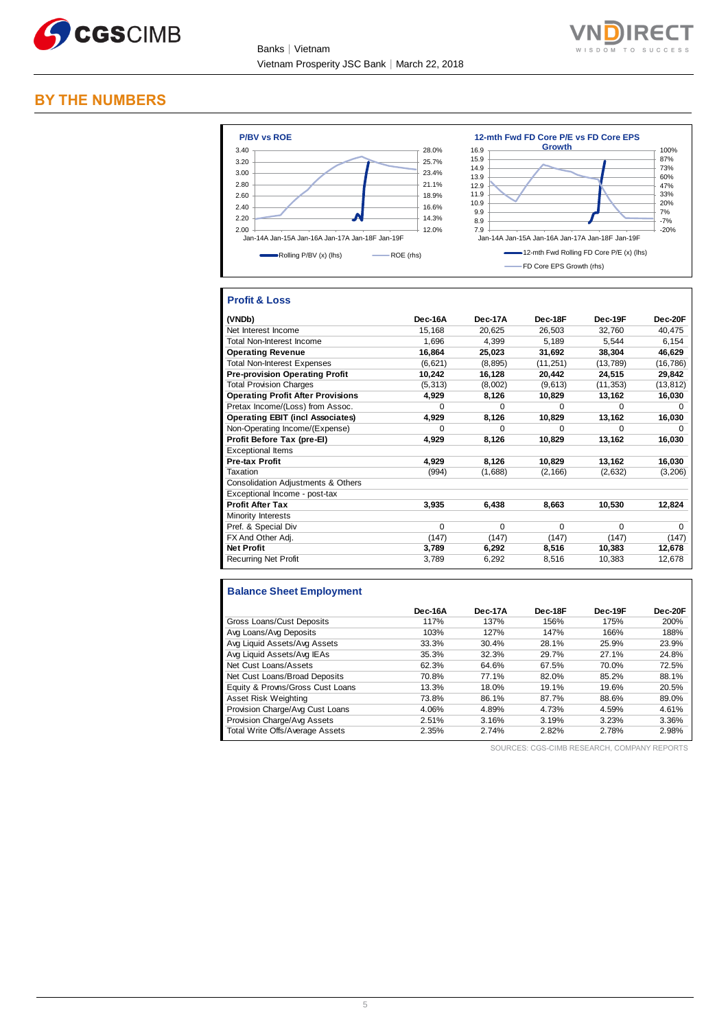## BY THE NUMBERS

**P/BV vs ROE**

Rolling P/BV (x) (lhs) — ROE (rhs)

**12-mth Fwd FD Core P/E vs FD Core EPS Growth**

12-mth Fwd Rolling FD Core P/E (x) (lhs) — FD Core EPS Growth (rhs)

### Profit & Loss

| (VNDb) | Dec-16A | Dec-17A | Dec-18F | Dec-19F | Dec-20F |
|---|---|---|---|---|---|
| Net Interest Income | 15,168 | 20,625 | 26,503 | 32,760 | 40,475 |
| Total Non-Interest Income | 1,696 | 4,399 | 5,189 | 5,544 | 6,154 |
| **Operating Revenue** | **16,864** | **25,023** | **31,692** | **38,304** | **46,629** |
| Total Non-Interest Expenses | (6,621) | (8,895) | (11,251) | (13,789) | (16,786) |
| **Pre-provision Operating Profit** | **10,242** | **16,128** | **20,442** | **24,515** | **29,842** |
| Total Provision Charges | (5,313) | (8,002) | (9,613) | (11,353) | (13,812) |
| **Operating Profit After Provisions** | **4,929** | **8,126** | **10,829** | **13,162** | **16,030** |
| Pretax Income/(Loss) from Assoc. | 0 | 0 | 0 | 0 | 0 |
| **Operating EBIT (incl Associates)** | **4,929** | **8,126** | **10,829** | **13,162** | **16,030** |
| Non-Operating Income/(Expense) | 0 | 0 | 0 | 0 | 0 |
| **Profit Before Tax (pre-EI)** | **4,929** | **8,126** | **10,829** | **13,162** | **16,030** |
| Exceptional Items | | | | | |
| **Pre-tax Profit** | **4,929** | **8,126** | **10,829** | **13,162** | **16,030** |
| Taxation | (994) | (1,688) | (2,166) | (2,632) | (3,206) |
| Consolidation Adjustments & Others | | | | | |
| Exceptional Income - post-tax | | | | | |
| **Profit After Tax** | **3,935** | **6,438** | **8,663** | **10,530** | **12,824** |
| Minority Interests | | | | | |
| Pref. & Special Div | 0 | 0 | 0 | 0 | 0 |
| FX And Other Adj. | (147) | (147) | (147) | (147) | (147) |
| **Net Profit** | **3,789** | **6,292** | **8,516** | **10,383** | **12,678** |
| Recurring Net Profit | 3,789 | 6,292 | 8,516 | 10,383 | 12,678 |

### Balance Sheet Employment

| | Dec-16A | Dec-17A | Dec-18F | Dec-19F | Dec-20F |
|---|---|---|---|---|---|
| Gross Loans/Cust Deposits | 117% | 137% | 156% | 175% | 200% |
| Avg Loans/Avg Deposits | 103% | 127% | 147% | 166% | 188% |
| Avg Liquid Assets/Avg Assets | 33.3% | 30.4% | 28.1% | 25.9% | 23.9% |
| Avg Liquid Assets/Avg IEAs | 35.3% | 32.3% | 29.7% | 27.1% | 24.8% |
| Net Cust Loans/Assets | 62.3% | 64.6% | 67.5% | 70.0% | 72.5% |
| Net Cust Loans/Broad Deposits | 70.8% | 77.1% | 82.0% | 85.2% | 88.1% |
| Equity & Provns/Gross Cust Loans | 13.3% | 18.0% | 19.1% | 19.6% | 20.5% |
| Asset Risk Weighting | 73.8% | 86.1% | 87.7% | 88.6% | 89.0% |
| Provision Charge/Avg Cust Loans | 4.06% | 4.89% | 4.73% | 4.59% | 4.61% |
| Provision Charge/Avg Assets | 2.51% | 3.16% | 3.19% | 3.23% | 3.36% |
| Total Write Offs/Average Assets | 2.35% | 2.74% | 2.82% | 2.78% | 2.98% |

SOURCES: CGS-CIMB RESEARCH, COMPANY REPORTS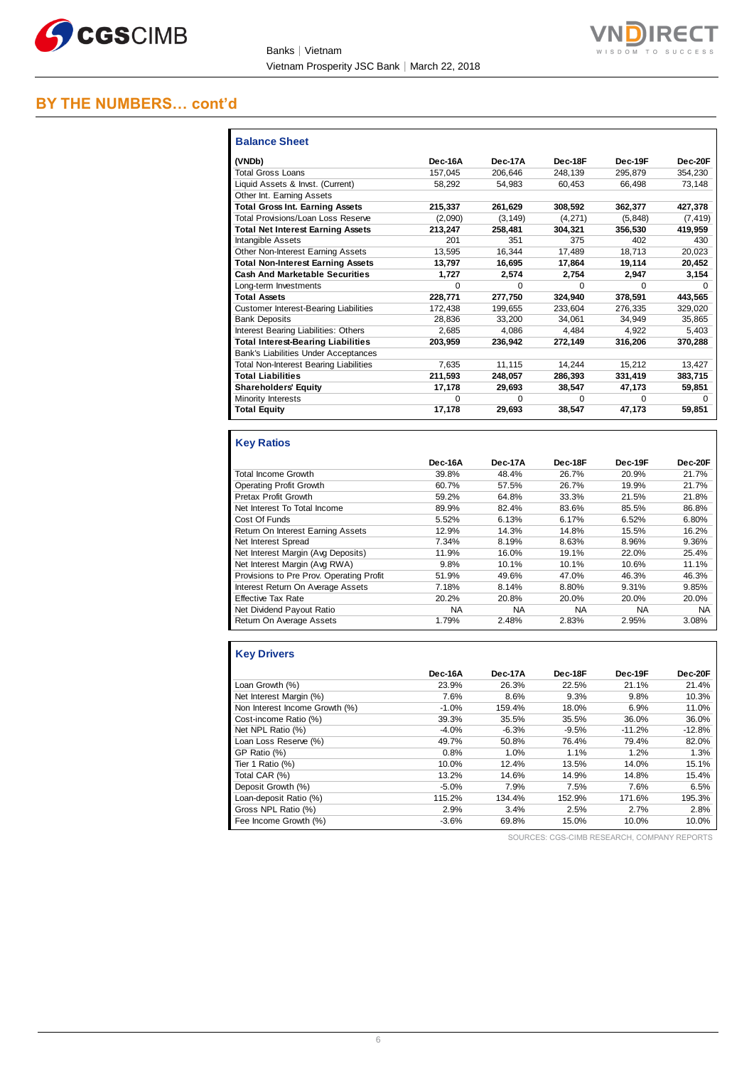## BY THE NUMBERS… cont'd

### Balance Sheet

| (VNDb) | Dec-16A | Dec-17A | Dec-18F | Dec-19F | Dec-20F |
|---|---|---|---|---|---|
| Total Gross Loans | 157,045 | 206,646 | 248,139 | 295,879 | 354,230 |
| Liquid Assets & Invst. (Current) | 58,292 | 54,983 | 60,453 | 66,498 | 73,148 |
| Other Int. Earning Assets | | | | | |
| **Total Gross Int. Earning Assets** | **215,337** | **261,629** | **308,592** | **362,377** | **427,378** |
| Total Provisions/Loan Loss Reserve | (2,090) | (3,149) | (4,271) | (5,848) | (7,419) |
| **Total Net Interest Earning Assets** | **213,247** | **258,481** | **304,321** | **356,530** | **419,959** |
| Intangible Assets | 201 | 351 | 375 | 402 | 430 |
| Other Non-Interest Earning Assets | 13,595 | 16,344 | 17,489 | 18,713 | 20,023 |
| **Total Non-Interest Earning Assets** | **13,797** | **16,695** | **17,864** | **19,114** | **20,452** |
| **Cash And Marketable Securities** | **1,727** | **2,574** | **2,754** | **2,947** | **3,154** |
| Long-term Investments | 0 | 0 | 0 | 0 | 0 |
| **Total Assets** | **228,771** | **277,750** | **324,940** | **378,591** | **443,565** |
| Customer Interest-Bearing Liabilities | 172,438 | 199,655 | 233,604 | 276,335 | 329,020 |
| Bank Deposits | 28,836 | 33,200 | 34,061 | 34,949 | 35,865 |
| Interest Bearing Liabilities: Others | 2,685 | 4,086 | 4,484 | 4,922 | 5,403 |
| **Total Interest-Bearing Liabilities** | **203,959** | **236,942** | **272,149** | **316,206** | **370,288** |
| Bank's Liabilities Under Acceptances | | | | | |
| Total Non-Interest Bearing Liabilities | 7,635 | 11,115 | 14,244 | 15,212 | 13,427 |
| **Total Liabilities** | **211,593** | **248,057** | **286,393** | **331,419** | **383,715** |
| **Shareholders' Equity** | **17,178** | **29,693** | **38,547** | **47,173** | **59,851** |
| Minority Interests | 0 | 0 | 0 | 0 | 0 |
| **Total Equity** | **17,178** | **29,693** | **38,547** | **47,173** | **59,851** |

### Key Ratios

| | Dec-16A | Dec-17A | Dec-18F | Dec-19F | Dec-20F |
|---|---|---|---|---|---|
| Total Income Growth | 39.8% | 48.4% | 26.7% | 20.9% | 21.7% |
| Operating Profit Growth | 60.7% | 57.5% | 26.7% | 19.9% | 21.7% |
| Pretax Profit Growth | 59.2% | 64.8% | 33.3% | 21.5% | 21.8% |
| Net Interest To Total Income | 89.9% | 82.4% | 83.6% | 85.5% | 86.8% |
| Cost Of Funds | 5.52% | 6.13% | 6.17% | 6.52% | 6.80% |
| Return On Interest Earning Assets | 12.9% | 14.3% | 14.8% | 15.5% | 16.2% |
| Net Interest Spread | 7.34% | 8.19% | 8.63% | 8.96% | 9.36% |
| Net Interest Margin (Avg Deposits) | 11.9% | 16.0% | 19.1% | 22.0% | 25.4% |
| Net Interest Margin (Avg RWA) | 9.8% | 10.1% | 10.1% | 10.6% | 11.1% |
| Provisions to Pre Prov. Operating Profit | 51.9% | 49.6% | 47.0% | 46.3% | 46.3% |
| Interest Return On Average Assets | 7.18% | 8.14% | 8.80% | 9.31% | 9.85% |
| Effective Tax Rate | 20.2% | 20.8% | 20.0% | 20.0% | 20.0% |
| Net Dividend Payout Ratio | NA | NA | NA | NA | NA |
| Return On Average Assets | 1.79% | 2.48% | 2.83% | 2.95% | 3.08% |

### Key Drivers

| | Dec-16A | Dec-17A | Dec-18F | Dec-19F | Dec-20F |
|---|---|---|---|---|---|
| Loan Growth (%) | 23.9% | 26.3% | 22.5% | 21.1% | 21.4% |
| Net Interest Margin (%) | 7.6% | 8.6% | 9.3% | 9.8% | 10.3% |
| Non Interest Income Growth (%) | -1.0% | 159.4% | 18.0% | 6.9% | 11.0% |
| Cost-income Ratio (%) | 39.3% | 35.5% | 35.5% | 36.0% | 36.0% |
| Net NPL Ratio (%) | -4.0% | -6.3% | -9.5% | -11.2% | -12.8% |
| Loan Loss Reserve (%) | 49.7% | 50.8% | 76.4% | 79.4% | 82.0% |
| GP Ratio (%) | 0.8% | 1.0% | 1.1% | 1.2% | 1.3% |
| Tier 1 Ratio (%) | 10.0% | 12.4% | 13.5% | 14.0% | 15.1% |
| Total CAR (%) | 13.2% | 14.6% | 14.9% | 14.8% | 15.4% |
| Deposit Growth (%) | -5.0% | 7.9% | 7.5% | 7.6% | 6.5% |
| Loan-deposit Ratio (%) | 115.2% | 134.4% | 152.9% | 171.6% | 195.3% |
| Gross NPL Ratio (%) | 2.9% | 3.4% | 2.5% | 2.7% | 2.8% |
| Fee Income Growth (%) | -3.6% | 69.8% | 15.0% | 10.0% | 10.0% |

SOURCES: CGS-CIMB RESEARCH, COMPANY REPORTS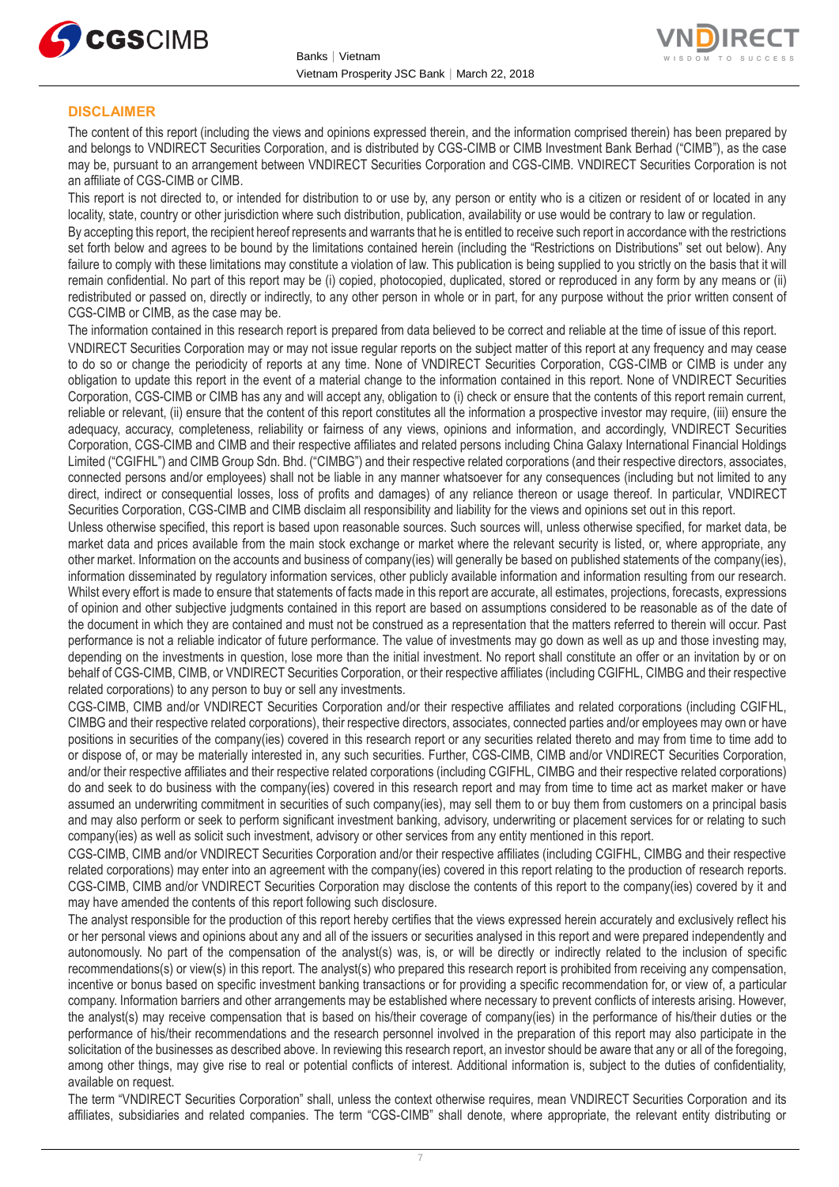## DISCLAIMER

The content of this report (including the views and opinions expressed therein, and the information comprised therein) has been prepared by and belongs to VNDIRECT Securities Corporation, and is distributed by CGS-CIMB or CIMB Investment Bank Berhad ("CIMB"), as the case may be, pursuant to an arrangement between VNDIRECT Securities Corporation and CGS-CIMB. VNDIRECT Securities Corporation is not an affiliate of CGS-CIMB or CIMB.

This report is not directed to, or intended for distribution to or use by, any person or entity who is a citizen or resident of or located in any locality, state, country or other jurisdiction where such distribution, publication, availability or use would be contrary to law or regulation.

By accepting this report, the recipient hereof represents and warrants that he is entitled to receive such report in accordance with the restrictions set forth below and agrees to be bound by the limitations contained herein (including the "Restrictions on Distributions" set out below). Any failure to comply with these limitations may constitute a violation of law. This publication is being supplied to you strictly on the basis that it will remain confidential. No part of this report may be (i) copied, photocopied, duplicated, stored or reproduced in any form by any means or (ii) redistributed or passed on, directly or indirectly, to any other person in whole or in part, for any purpose without the prior written consent of CGS-CIMB or CIMB, as the case may be.

The information contained in this research report is prepared from data believed to be correct and reliable at the time of issue of this report.

VNDIRECT Securities Corporation may or may not issue regular reports on the subject matter of this report at any frequency and may cease to do so or change the periodicity of reports at any time. None of VNDIRECT Securities Corporation, CGS-CIMB or CIMB is under any obligation to update this report in the event of a material change to the information contained in this report. None of VNDIRECT Securities Corporation, CGS-CIMB or CIMB has any and will accept any, obligation to (i) check or ensure that the contents of this report remain current, reliable or relevant, (ii) ensure that the content of this report constitutes all the information a prospective investor may require, (iii) ensure the adequacy, accuracy, completeness, reliability or fairness of any views, opinions and information, and accordingly, VNDIRECT Securities Corporation, CGS-CIMB and CIMB and their respective affiliates and related persons including China Galaxy International Financial Holdings Limited ("CGIFHL") and CIMB Group Sdn. Bhd. ("CIMBG") and their respective related corporations (and their respective directors, associates, connected persons and/or employees) shall not be liable in any manner whatsoever for any consequences (including but not limited to any direct, indirect or consequential losses, loss of profits and damages) of any reliance thereon or usage thereof. In particular, VNDIRECT Securities Corporation, CGS-CIMB and CIMB disclaim all responsibility and liability for the views and opinions set out in this report.

Unless otherwise specified, this report is based upon reasonable sources. Such sources will, unless otherwise specified, for market data, be market data and prices available from the main stock exchange or market where the relevant security is listed, or, where appropriate, any other market. Information on the accounts and business of company(ies) will generally be based on published statements of the company(ies), information disseminated by regulatory information services, other publicly available information and information resulting from our research. Whilst every effort is made to ensure that statements of facts made in this report are accurate, all estimates, projections, forecasts, expressions of opinion and other subjective judgments contained in this report are based on assumptions considered to be reasonable as of the date of the document in which they are contained and must not be construed as a representation that the matters referred to therein will occur. Past performance is not a reliable indicator of future performance. The value of investments may go down as well as up and those investing may, depending on the investments in question, lose more than the initial investment. No report shall constitute an offer or an invitation by or on behalf of CGS-CIMB, CIMB, or VNDIRECT Securities Corporation, or their respective affiliates (including CGIFHL, CIMBG and their respective related corporations) to any person to buy or sell any investments.

CGS-CIMB, CIMB and/or VNDIRECT Securities Corporation and/or their respective affiliates and related corporations (including CGIFHL, CIMBG and their respective related corporations), their respective directors, associates, connected parties and/or employees may own or have positions in securities of the company(ies) covered in this research report or any securities related thereto and may from time to time add to or dispose of, or may be materially interested in, any such securities. Further, CGS-CIMB, CIMB and/or VNDIRECT Securities Corporation, and/or their respective affiliates and their respective related corporations (including CGIFHL, CIMBG and their respective related corporations) do and seek to do business with the company(ies) covered in this research report and may from time to time act as market maker or have assumed an underwriting commitment in securities of such company(ies), may sell them to or buy them from customers on a principal basis and may also perform or seek to perform significant investment banking, advisory, underwriting or placement services for or relating to such company(ies) as well as solicit such investment, advisory or other services from any entity mentioned in this report.

CGS-CIMB, CIMB and/or VNDIRECT Securities Corporation and/or their respective affiliates (including CGIFHL, CIMBG and their respective related corporations) may enter into an agreement with the company(ies) covered in this report relating to the production of research reports. CGS-CIMB, CIMB and/or VNDIRECT Securities Corporation may disclose the contents of this report to the company(ies) covered by it and may have amended the contents of this report following such disclosure.

The analyst responsible for the production of this report hereby certifies that the views expressed herein accurately and exclusively reflect his or her personal views and opinions about any and all of the issuers or securities analysed in this report and were prepared independently and autonomously. No part of the compensation of the analyst(s) was, is, or will be directly or indirectly related to the inclusion of specific recommendations(s) or view(s) in this report. The analyst(s) who prepared this research report is prohibited from receiving any compensation, incentive or bonus based on specific investment banking transactions or for providing a specific recommendation for, or view of, a particular company. Information barriers and other arrangements may be established where necessary to prevent conflicts of interests arising. However, the analyst(s) may receive compensation that is based on his/their coverage of company(ies) in the performance of his/their duties or the performance of his/their recommendations and the research personnel involved in the preparation of this report may also participate in the solicitation of the businesses as described above. In reviewing this research report, an investor should be aware that any or all of the foregoing, among other things, may give rise to real or potential conflicts of interest. Additional information is, subject to the duties of confidentiality, available on request.

The term "VNDIRECT Securities Corporation" shall, unless the context otherwise requires, mean VNDIRECT Securities Corporation and its affiliates, subsidiaries and related companies. The term "CGS-CIMB" shall denote, where appropriate, the relevant entity distributing or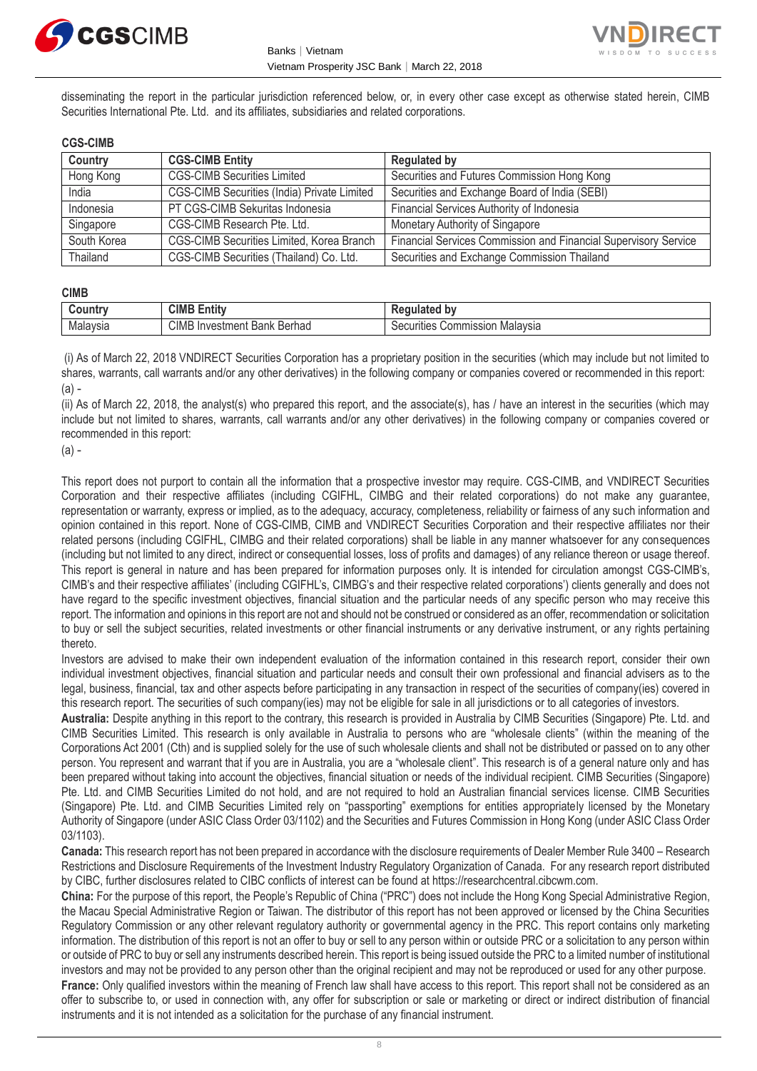disseminating the report in the particular jurisdiction referenced below, or, in every other case except as otherwise stated herein, CIMB Securities International Pte. Ltd. and its affiliates, subsidiaries and related corporations.

**CGS-CIMB**

| Country | CGS-CIMB Entity | Regulated by |
|---|---|---|
| Hong Kong | CGS-CIMB Securities Limited | Securities and Futures Commission Hong Kong |
| India | CGS-CIMB Securities (India) Private Limited | Securities and Exchange Board of India (SEBI) |
| Indonesia | PT CGS-CIMB Sekuritas Indonesia | Financial Services Authority of Indonesia |
| Singapore | CGS-CIMB Research Pte. Ltd. | Monetary Authority of Singapore |
| South Korea | CGS-CIMB Securities Limited, Korea Branch | Financial Services Commission and Financial Supervisory Service |
| Thailand | CGS-CIMB Securities (Thailand) Co. Ltd. | Securities and Exchange Commission Thailand |

**CIMB**

| Country | CIMB Entity | Regulated by |
|---|---|---|
| Malaysia | CIMB Investment Bank Berhad | Securities Commission Malaysia |

(i) As of March 22, 2018 VNDIRECT Securities Corporation has a proprietary position in the securities (which may include but not limited to shares, warrants, call warrants and/or any other derivatives) in the following company or companies covered or recommended in this report:
(a) -

(ii) As of March 22, 2018, the analyst(s) who prepared this report, and the associate(s), has / have an interest in the securities (which may include but not limited to shares, warrants, call warrants and/or any other derivatives) in the following company or companies covered or recommended in this report:
(a) -

This report does not purport to contain all the information that a prospective investor may require. CGS-CIMB, and VNDIRECT Securities Corporation and their respective affiliates (including CGIFHL, CIMBG and their related corporations) do not make any guarantee, representation or warranty, express or implied, as to the adequacy, accuracy, completeness, reliability or fairness of any such information and opinion contained in this report. None of CGS-CIMB, CIMB and VNDIRECT Securities Corporation and their respective affiliates nor their related persons (including CGIFHL, CIMBG and their related corporations) shall be liable in any manner whatsoever for any consequences (including but not limited to any direct, indirect or consequential losses, loss of profits and damages) of any reliance thereon or usage thereof. This report is general in nature and has been prepared for information purposes only. It is intended for circulation amongst CGS-CIMB's, CIMB's and their respective affiliates' (including CGIFHL's, CIMBG's and their respective related corporations') clients generally and does not have regard to the specific investment objectives, financial situation and the particular needs of any specific person who may receive this report. The information and opinions in this report are not and should not be construed or considered as an offer, recommendation or solicitation to buy or sell the subject securities, related investments or other financial instruments or any derivative instrument, or any rights pertaining thereto.

Investors are advised to make their own independent evaluation of the information contained in this research report, consider their own individual investment objectives, financial situation and particular needs and consult their own professional and financial advisers as to the legal, business, financial, tax and other aspects before participating in any transaction in respect of the securities of company(ies) covered in this research report. The securities of such company(ies) may not be eligible for sale in all jurisdictions or to all categories of investors.

**Australia:** Despite anything in this report to the contrary, this research is provided in Australia by CIMB Securities (Singapore) Pte. Ltd. and CIMB Securities Limited. This research is only available in Australia to persons who are "wholesale clients" (within the meaning of the Corporations Act 2001 (Cth) and is supplied solely for the use of such wholesale clients and shall not be distributed or passed on to any other person. You represent and warrant that if you are in Australia, you are a "wholesale client". This research is of a general nature only and has been prepared without taking into account the objectives, financial situation or needs of the individual recipient. CIMB Securities (Singapore) Pte. Ltd. and CIMB Securities Limited do not hold, and are not required to hold an Australian financial services license. CIMB Securities (Singapore) Pte. Ltd. and CIMB Securities Limited rely on "passporting" exemptions for entities appropriately licensed by the Monetary Authority of Singapore (under ASIC Class Order 03/1102) and the Securities and Futures Commission in Hong Kong (under ASIC Class Order 03/1103).

**Canada:** This research report has not been prepared in accordance with the disclosure requirements of Dealer Member Rule 3400 – Research Restrictions and Disclosure Requirements of the Investment Industry Regulatory Organization of Canada. For any research report distributed by CIBC, further disclosures related to CIBC conflicts of interest can be found at https://researchcentral.cibcwm.com.

**China:** For the purpose of this report, the People's Republic of China ("PRC") does not include the Hong Kong Special Administrative Region, the Macau Special Administrative Region or Taiwan. The distributor of this report has not been approved or licensed by the China Securities Regulatory Commission or any other relevant regulatory authority or governmental agency in the PRC. This report contains only marketing information. The distribution of this report is not an offer to buy or sell to any person within or outside PRC or a solicitation to any person within or outside of PRC to buy or sell any instruments described herein. This report is being issued outside the PRC to a limited number of institutional investors and may not be provided to any person other than the original recipient and may not be reproduced or used for any other purpose.

**France:** Only qualified investors within the meaning of French law shall have access to this report. This report shall not be considered as an offer to subscribe to, or used in connection with, any offer for subscription or sale or marketing or direct or indirect distribution of financial instruments and it is not intended as a solicitation for the purchase of any financial instrument.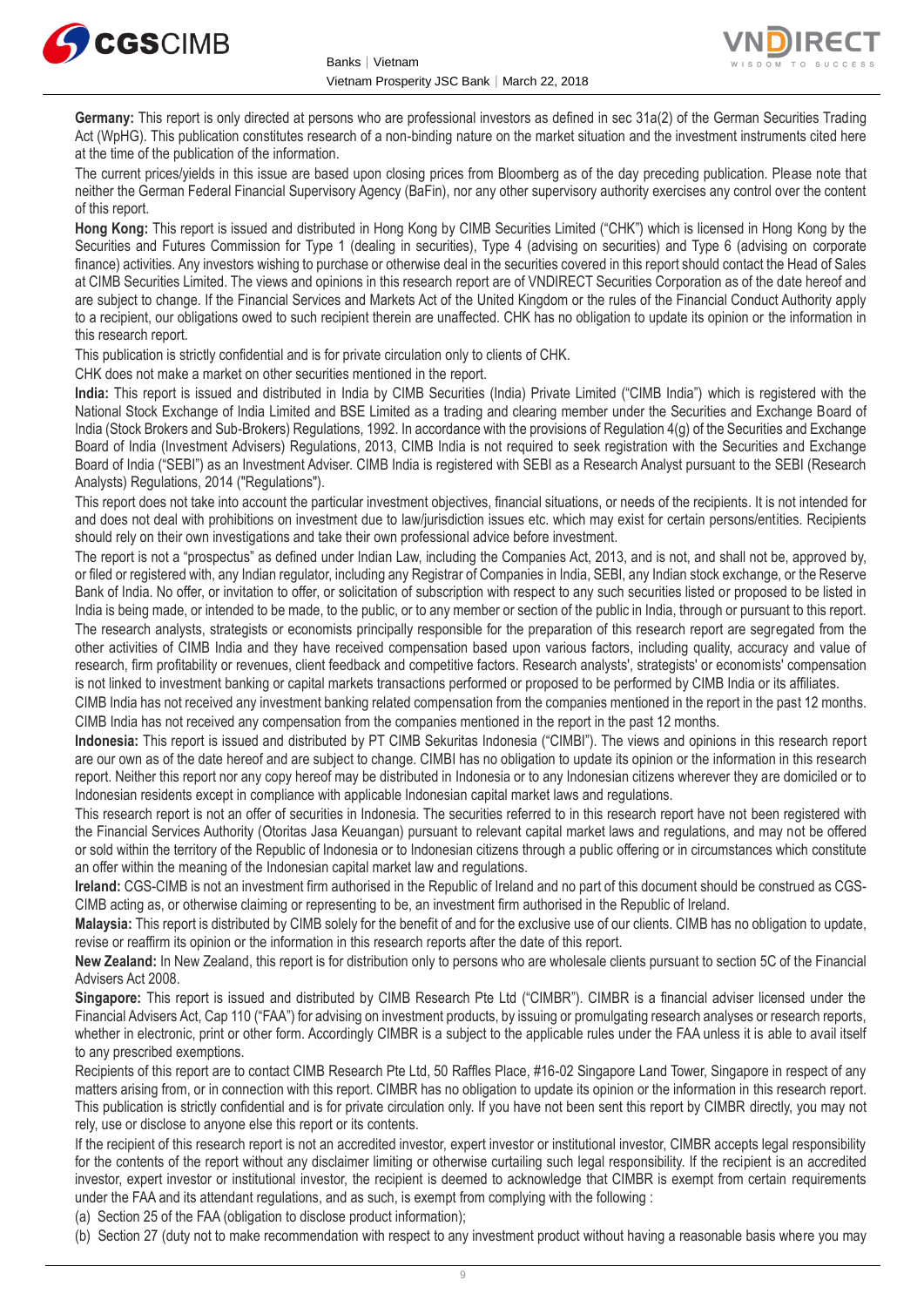**Germany:** This report is only directed at persons who are professional investors as defined in sec 31a(2) of the German Securities Trading Act (WpHG). This publication constitutes research of a non-binding nature on the market situation and the investment instruments cited here at the time of the publication of the information.

The current prices/yields in this issue are based upon closing prices from Bloomberg as of the day preceding publication. Please note that neither the German Federal Financial Supervisory Agency (BaFin), nor any other supervisory authority exercises any control over the content of this report.

**Hong Kong:** This report is issued and distributed in Hong Kong by CIMB Securities Limited ("CHK") which is licensed in Hong Kong by the Securities and Futures Commission for Type 1 (dealing in securities), Type 4 (advising on securities) and Type 6 (advising on corporate finance) activities. Any investors wishing to purchase or otherwise deal in the securities covered in this report should contact the Head of Sales at CIMB Securities Limited. The views and opinions in this research report are of VNDIRECT Securities Corporation as of the date hereof and are subject to change. If the Financial Services and Markets Act of the United Kingdom or the rules of the Financial Conduct Authority apply to a recipient, our obligations owed to such recipient therein are unaffected. CHK has no obligation to update its opinion or the information in this research report.

This publication is strictly confidential and is for private circulation only to clients of CHK.

CHK does not make a market on other securities mentioned in the report.

**India:** This report is issued and distributed in India by CIMB Securities (India) Private Limited ("CIMB India") which is registered with the National Stock Exchange of India Limited and BSE Limited as a trading and clearing member under the Securities and Exchange Board of India (Stock Brokers and Sub-Brokers) Regulations, 1992. In accordance with the provisions of Regulation 4(g) of the Securities and Exchange Board of India (Investment Advisers) Regulations, 2013, CIMB India is not required to seek registration with the Securities and Exchange Board of India ("SEBI") as an Investment Adviser. CIMB India is registered with SEBI as a Research Analyst pursuant to the SEBI (Research Analysts) Regulations, 2014 ("Regulations").

This report does not take into account the particular investment objectives, financial situations, or needs of the recipients. It is not intended for and does not deal with prohibitions on investment due to law/jurisdiction issues etc. which may exist for certain persons/entities. Recipients should rely on their own investigations and take their own professional advice before investment.

The report is not a "prospectus" as defined under Indian Law, including the Companies Act, 2013, and is not, and shall not be, approved by, or filed or registered with, any Indian regulator, including any Registrar of Companies in India, SEBI, any Indian stock exchange, or the Reserve Bank of India. No offer, or invitation to offer, or solicitation of subscription with respect to any such securities listed or proposed to be listed in India is being made, or intended to be made, to the public, or to any member or section of the public in India, through or pursuant to this report.

The research analysts, strategists or economists principally responsible for the preparation of this research report are segregated from the other activities of CIMB India and they have received compensation based upon various factors, including quality, accuracy and value of research, firm profitability or revenues, client feedback and competitive factors. Research analysts', strategists' or economists' compensation is not linked to investment banking or capital markets transactions performed or proposed to be performed by CIMB India or its affiliates.

CIMB India has not received any investment banking related compensation from the companies mentioned in the report in the past 12 months. CIMB India has not received any compensation from the companies mentioned in the report in the past 12 months.

**Indonesia:** This report is issued and distributed by PT CIMB Sekuritas Indonesia ("CIMBI"). The views and opinions in this research report are our own as of the date hereof and are subject to change. CIMBI has no obligation to update its opinion or the information in this research report. Neither this report nor any copy hereof may be distributed in Indonesia or to any Indonesian citizens wherever they are domiciled or to Indonesian residents except in compliance with applicable Indonesian capital market laws and regulations.

This research report is not an offer of securities in Indonesia. The securities referred to in this research report have not been registered with the Financial Services Authority (Otoritas Jasa Keuangan) pursuant to relevant capital market laws and regulations, and may not be offered or sold within the territory of the Republic of Indonesia or to Indonesian citizens through a public offering or in circumstances which constitute an offer within the meaning of the Indonesian capital market law and regulations.

**Ireland:** CGS-CIMB is not an investment firm authorised in the Republic of Ireland and no part of this document should be construed as CGS-CIMB acting as, or otherwise claiming or representing to be, an investment firm authorised in the Republic of Ireland.

**Malaysia:** This report is distributed by CIMB solely for the benefit of and for the exclusive use of our clients. CIMB has no obligation to update, revise or reaffirm its opinion or the information in this research reports after the date of this report.

**New Zealand:** In New Zealand, this report is for distribution only to persons who are wholesale clients pursuant to section 5C of the Financial Advisers Act 2008.

**Singapore:** This report is issued and distributed by CIMB Research Pte Ltd ("CIMBR"). CIMBR is a financial adviser licensed under the Financial Advisers Act, Cap 110 ("FAA") for advising on investment products, by issuing or promulgating research analyses or research reports, whether in electronic, print or other form. Accordingly CIMBR is a subject to the applicable rules under the FAA unless it is able to avail itself to any prescribed exemptions.

Recipients of this report are to contact CIMB Research Pte Ltd, 50 Raffles Place, #16-02 Singapore Land Tower, Singapore in respect of any matters arising from, or in connection with this report. CIMBR has no obligation to update its opinion or the information in this research report. This publication is strictly confidential and is for private circulation only. If you have not been sent this report by CIMBR directly, you may not rely, use or disclose to anyone else this report or its contents.

If the recipient of this research report is not an accredited investor, expert investor or institutional investor, CIMBR accepts legal responsibility for the contents of the report without any disclaimer limiting or otherwise curtailing such legal responsibility. If the recipient is an accredited investor, expert investor or institutional investor, the recipient is deemed to acknowledge that CIMBR is exempt from certain requirements under the FAA and its attendant regulations, and as such, is exempt from complying with the following :

(a) Section 25 of the FAA (obligation to disclose product information);

(b) Section 27 (duty not to make recommendation with respect to any investment product without having a reasonable basis where you may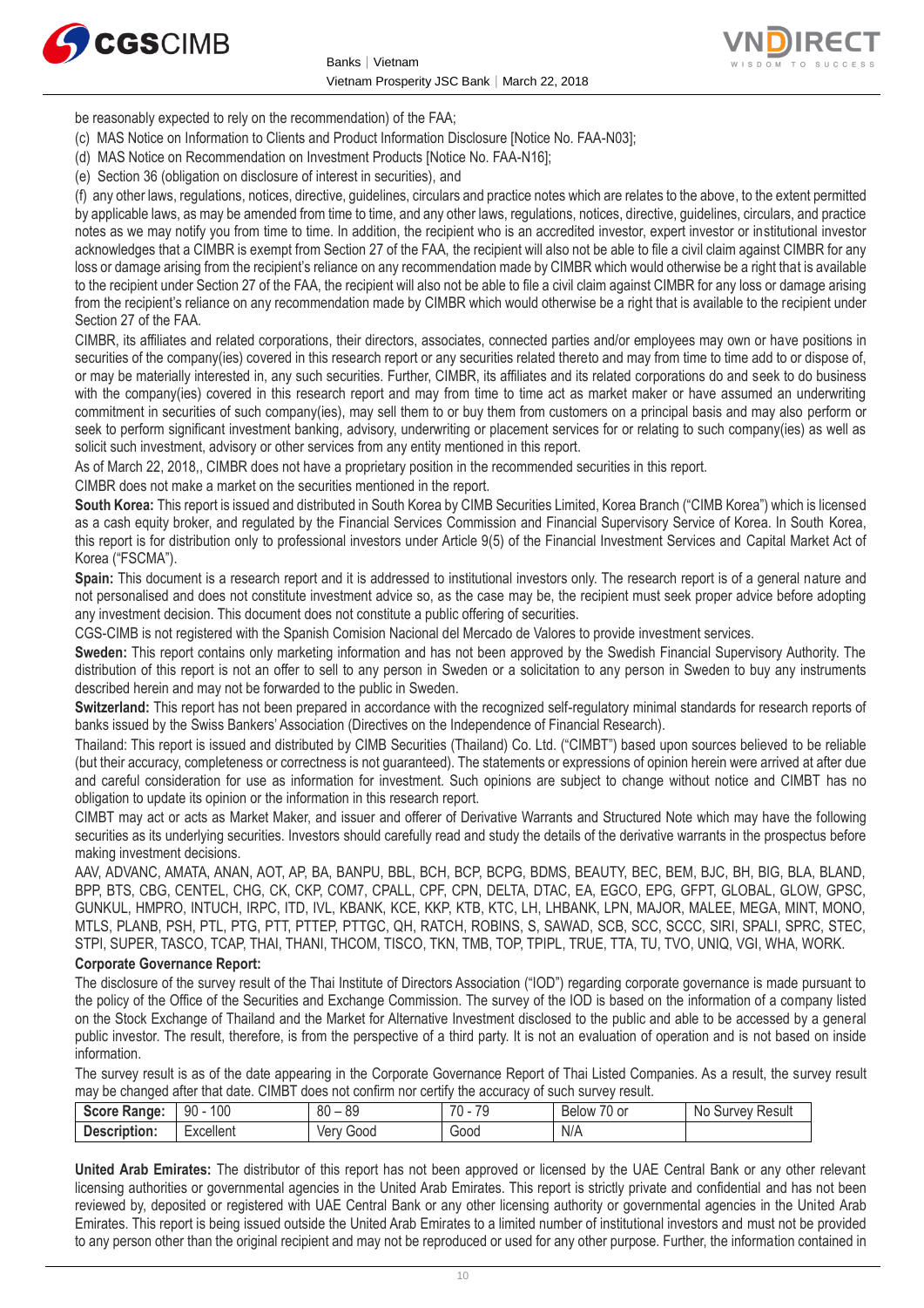be reasonably expected to rely on the recommendation) of the FAA;

(c) MAS Notice on Information to Clients and Product Information Disclosure [Notice No. FAA-N03];

(d) MAS Notice on Recommendation on Investment Products [Notice No. FAA-N16];

(e) Section 36 (obligation on disclosure of interest in securities), and

(f) any other laws, regulations, notices, directive, guidelines, circulars and practice notes which are relates to the above, to the extent permitted by applicable laws, as may be amended from time to time, and any other laws, regulations, notices, directive, guidelines, circulars, and practice notes as we may notify you from time to time. In addition, the recipient who is an accredited investor, expert investor or institutional investor acknowledges that a CIMBR is exempt from Section 27 of the FAA, the recipient will also not be able to file a civil claim against CIMBR for any loss or damage arising from the recipient's reliance on any recommendation made by CIMBR which would otherwise be a right that is available to the recipient under Section 27 of the FAA, the recipient will also not be able to file a civil claim against CIMBR for any loss or damage arising from the recipient's reliance on any recommendation made by CIMBR which would otherwise be a right that is available to the recipient under Section 27 of the FAA.

CIMBR, its affiliates and related corporations, their directors, associates, connected parties and/or employees may own or have positions in securities of the company(ies) covered in this research report or any securities related thereto and may from time to time add to or dispose of, or may be materially interested in, any such securities. Further, CIMBR, its affiliates and its related corporations do and seek to do business with the company(ies) covered in this research report and may from time to time act as market maker or have assumed an underwriting commitment in securities of such company(ies), may sell them to or buy them from customers on a principal basis and may also perform or seek to perform significant investment banking, advisory, underwriting or placement services for or relating to such company(ies) as well as solicit such investment, advisory or other services from any entity mentioned in this report.

As of March 22, 2018,, CIMBR does not have a proprietary position in the recommended securities in this report.

CIMBR does not make a market on the securities mentioned in the report.

**South Korea:** This report is issued and distributed in South Korea by CIMB Securities Limited, Korea Branch ("CIMB Korea") which is licensed as a cash equity broker, and regulated by the Financial Services Commission and Financial Supervisory Service of Korea. In South Korea, this report is for distribution only to professional investors under Article 9(5) of the Financial Investment Services and Capital Market Act of Korea ("FSCMA").

**Spain:** This document is a research report and it is addressed to institutional investors only. The research report is of a general nature and not personalised and does not constitute investment advice so, as the case may be, the recipient must seek proper advice before adopting any investment decision. This document does not constitute a public offering of securities.

CGS-CIMB is not registered with the Spanish Comision Nacional del Mercado de Valores to provide investment services.

**Sweden:** This report contains only marketing information and has not been approved by the Swedish Financial Supervisory Authority. The distribution of this report is not an offer to sell to any person in Sweden or a solicitation to any person in Sweden to buy any instruments described herein and may not be forwarded to the public in Sweden.

**Switzerland:** This report has not been prepared in accordance with the recognized self-regulatory minimal standards for research reports of banks issued by the Swiss Bankers' Association (Directives on the Independence of Financial Research).

Thailand: This report is issued and distributed by CIMB Securities (Thailand) Co. Ltd. ("CIMBT") based upon sources believed to be reliable (but their accuracy, completeness or correctness is not guaranteed). The statements or expressions of opinion herein were arrived at after due and careful consideration for use as information for investment. Such opinions are subject to change without notice and CIMBT has no obligation to update its opinion or the information in this research report.

CIMBT may act or acts as Market Maker, and issuer and offerer of Derivative Warrants and Structured Note which may have the following securities as its underlying securities. Investors should carefully read and study the details of the derivative warrants in the prospectus before making investment decisions.

AAV, ADVANC, AMATA, ANAN, AOT, AP, BA, BANPU, BBL, BCH, BCP, BCPG, BDMS, BEAUTY, BEC, BEM, BJC, BH, BIG, BLA, BLAND, BPP, BTS, CBG, CENTEL, CHG, CK, CKP, COM7, CPALL, CPF, CPN, DELTA, DTAC, EA, EGCO, EPG, GFPT, GLOBAL, GLOW, GPSC, GUNKUL, HMPRO, INTUCH, IRPC, ITD, IVL, KBANK, KCE, KKP, KTB, KTC, LH, LHBANK, LPN, MAJOR, MALEE, MEGA, MINT, MONO, MTLS, PLANB, PSH, PTL, PTG, PTT, PTTEP, PTTGC, QH, RATCH, ROBINS, S, SAWAD, SCB, SCC, SCCC, SIRI, SPALI, SPRC, STEC, STPI, SUPER, TASCO, TCAP, THAI, THANI, THCOM, TISCO, TKN, TMB, TOP, TPIPL, TRUE, TTA, TU, TVO, UNIQ, VGI, WHA, WORK.

**Corporate Governance Report:**

The disclosure of the survey result of the Thai Institute of Directors Association ("IOD") regarding corporate governance is made pursuant to the policy of the Office of the Securities and Exchange Commission. The survey of the IOD is based on the information of a company listed on the Stock Exchange of Thailand and the Market for Alternative Investment disclosed to the public and able to be accessed by a general public investor. The result, therefore, is from the perspective of a third party. It is not an evaluation of operation and is not based on inside information.

The survey result is as of the date appearing in the Corporate Governance Report of Thai Listed Companies. As a result, the survey result may be changed after that date. CIMBT does not confirm nor certify the accuracy of such survey result.

| **Score Range:** | 90 - 100 | 80 – 89 | 70 - 79 | Below 70 or | No Survey Result |
|---|---|---|---|---|---|
| **Description:** | Excellent | Very Good | Good | N/A | |

**United Arab Emirates:** The distributor of this report has not been approved or licensed by the UAE Central Bank or any other relevant licensing authorities or governmental agencies in the United Arab Emirates. This report is strictly private and confidential and has not been reviewed by, deposited or registered with UAE Central Bank or any other licensing authority or governmental agencies in the United Arab Emirates. This report is being issued outside the United Arab Emirates to a limited number of institutional investors and must not be provided to any person other than the original recipient and may not be reproduced or used for any other purpose. Further, the information contained in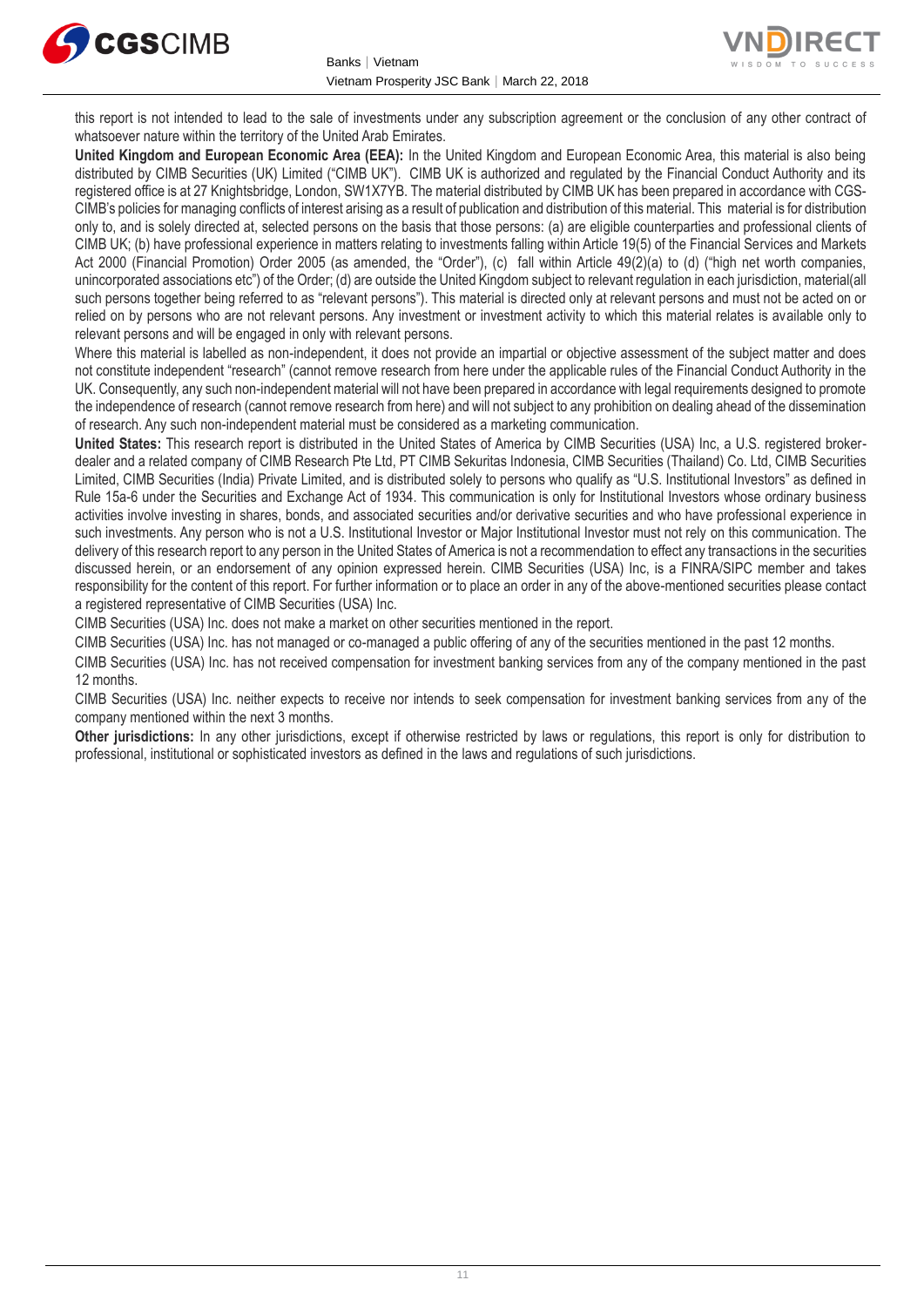this report is not intended to lead to the sale of investments under any subscription agreement or the conclusion of any other contract of whatsoever nature within the territory of the United Arab Emirates.

**United Kingdom and European Economic Area (EEA):** In the United Kingdom and European Economic Area, this material is also being distributed by CIMB Securities (UK) Limited ("CIMB UK"). CIMB UK is authorized and regulated by the Financial Conduct Authority and its registered office is at 27 Knightsbridge, London, SW1X7YB. The material distributed by CIMB UK has been prepared in accordance with CGS-CIMB's policies for managing conflicts of interest arising as a result of publication and distribution of this material. This material is for distribution only to, and is solely directed at, selected persons on the basis that those persons: (a) are eligible counterparties and professional clients of CIMB UK; (b) have professional experience in matters relating to investments falling within Article 19(5) of the Financial Services and Markets Act 2000 (Financial Promotion) Order 2005 (as amended, the "Order"), (c) fall within Article 49(2)(a) to (d) ("high net worth companies, unincorporated associations etc") of the Order; (d) are outside the United Kingdom subject to relevant regulation in each jurisdiction, material(all such persons together being referred to as "relevant persons"). This material is directed only at relevant persons and must not be acted on or relied on by persons who are not relevant persons. Any investment or investment activity to which this material relates is available only to relevant persons and will be engaged in only with relevant persons.

Where this material is labelled as non-independent, it does not provide an impartial or objective assessment of the subject matter and does not constitute independent "research" (cannot remove research from here under the applicable rules of the Financial Conduct Authority in the UK. Consequently, any such non-independent material will not have been prepared in accordance with legal requirements designed to promote the independence of research (cannot remove research from here) and will not subject to any prohibition on dealing ahead of the dissemination of research. Any such non-independent material must be considered as a marketing communication.

**United States:** This research report is distributed in the United States of America by CIMB Securities (USA) Inc, a U.S. registered broker-dealer and a related company of CIMB Research Pte Ltd, PT CIMB Sekuritas Indonesia, CIMB Securities (Thailand) Co. Ltd, CIMB Securities Limited, CIMB Securities (India) Private Limited, and is distributed solely to persons who qualify as "U.S. Institutional Investors" as defined in Rule 15a-6 under the Securities and Exchange Act of 1934. This communication is only for Institutional Investors whose ordinary business activities involve investing in shares, bonds, and associated securities and/or derivative securities and who have professional experience in such investments. Any person who is not a U.S. Institutional Investor or Major Institutional Investor must not rely on this communication. The delivery of this research report to any person in the United States of America is not a recommendation to effect any transactions in the securities discussed herein, or an endorsement of any opinion expressed herein. CIMB Securities (USA) Inc, is a FINRA/SIPC member and takes responsibility for the content of this report. For further information or to place an order in any of the above-mentioned securities please contact a registered representative of CIMB Securities (USA) Inc.

CIMB Securities (USA) Inc. does not make a market on other securities mentioned in the report.

CIMB Securities (USA) Inc. has not managed or co-managed a public offering of any of the securities mentioned in the past 12 months.

CIMB Securities (USA) Inc. has not received compensation for investment banking services from any of the company mentioned in the past 12 months.

CIMB Securities (USA) Inc. neither expects to receive nor intends to seek compensation for investment banking services from any of the company mentioned within the next 3 months.

**Other jurisdictions:** In any other jurisdictions, except if otherwise restricted by laws or regulations, this report is only for distribution to professional, institutional or sophisticated investors as defined in the laws and regulations of such jurisdictions.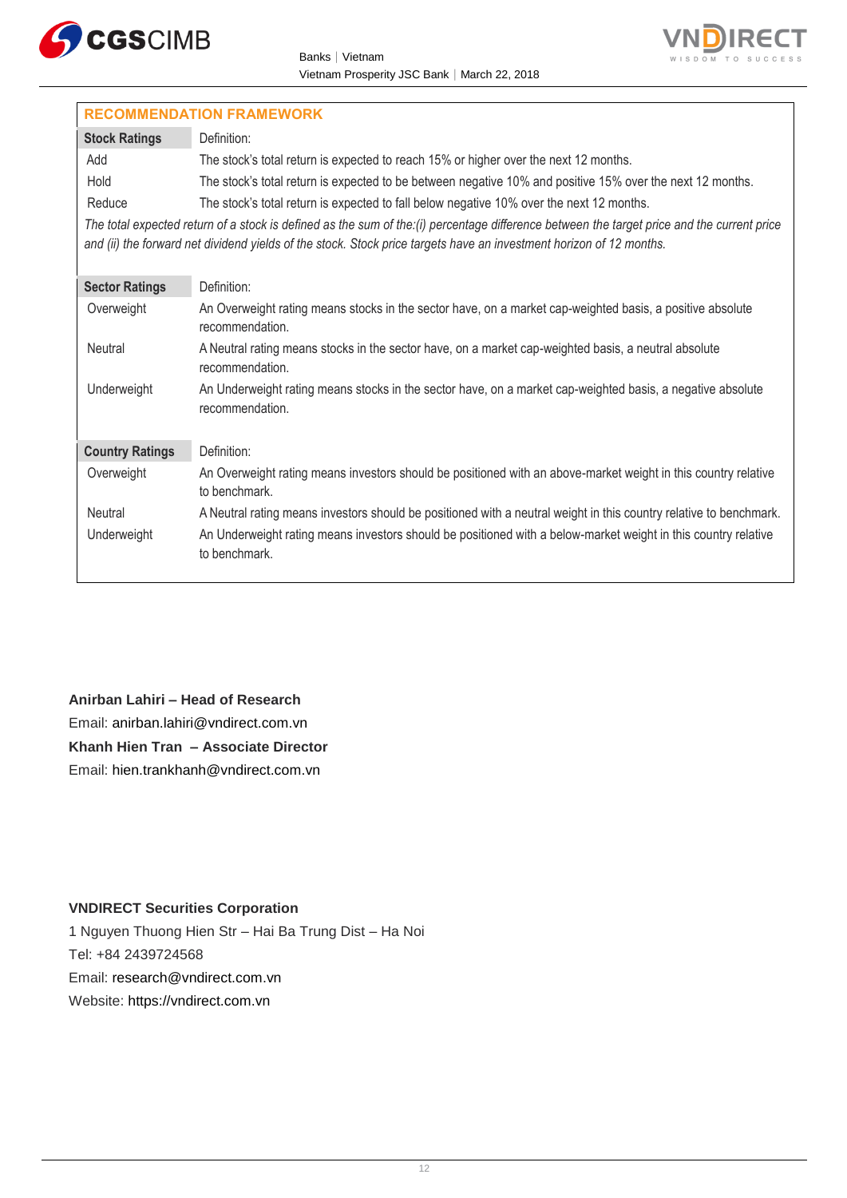## RECOMMENDATION FRAMEWORK

| **Stock Ratings** | Definition: |
|---|---|
| Add | The stock's total return is expected to reach 15% or higher over the next 12 months. |
| Hold | The stock's total return is expected to be between negative 10% and positive 15% over the next 12 months. |
| Reduce | The stock's total return is expected to fall below negative 10% over the next 12 months. |

*The total expected return of a stock is defined as the sum of the:(i) percentage difference between the target price and the current price and (ii) the forward net dividend yields of the stock. Stock price targets have an investment horizon of 12 months.*

| **Sector Ratings** | Definition: |
|---|---|
| Overweight | An Overweight rating means stocks in the sector have, on a market cap-weighted basis, a positive absolute recommendation. |
| Neutral | A Neutral rating means stocks in the sector have, on a market cap-weighted basis, a neutral absolute recommendation. |
| Underweight | An Underweight rating means stocks in the sector have, on a market cap-weighted basis, a negative absolute recommendation. |

| **Country Ratings** | Definition: |
|---|---|
| Overweight | An Overweight rating means investors should be positioned with an above-market weight in this country relative to benchmark. |
| Neutral | A Neutral rating means investors should be positioned with a neutral weight in this country relative to benchmark. |
| Underweight | An Underweight rating means investors should be positioned with a below-market weight in this country relative to benchmark. |

**Anirban Lahiri – Head of Research**
Email: anirban.lahiri@vndirect.com.vn
**Khanh Hien Tran – Associate Director**
Email: hien.trankhanh@vndirect.com.vn

**VNDIRECT Securities Corporation**
1 Nguyen Thuong Hien Str – Hai Ba Trung Dist – Ha Noi
Tel: +84 2439724568
Email: research@vndirect.com.vn
Website: https://vndirect.com.vn